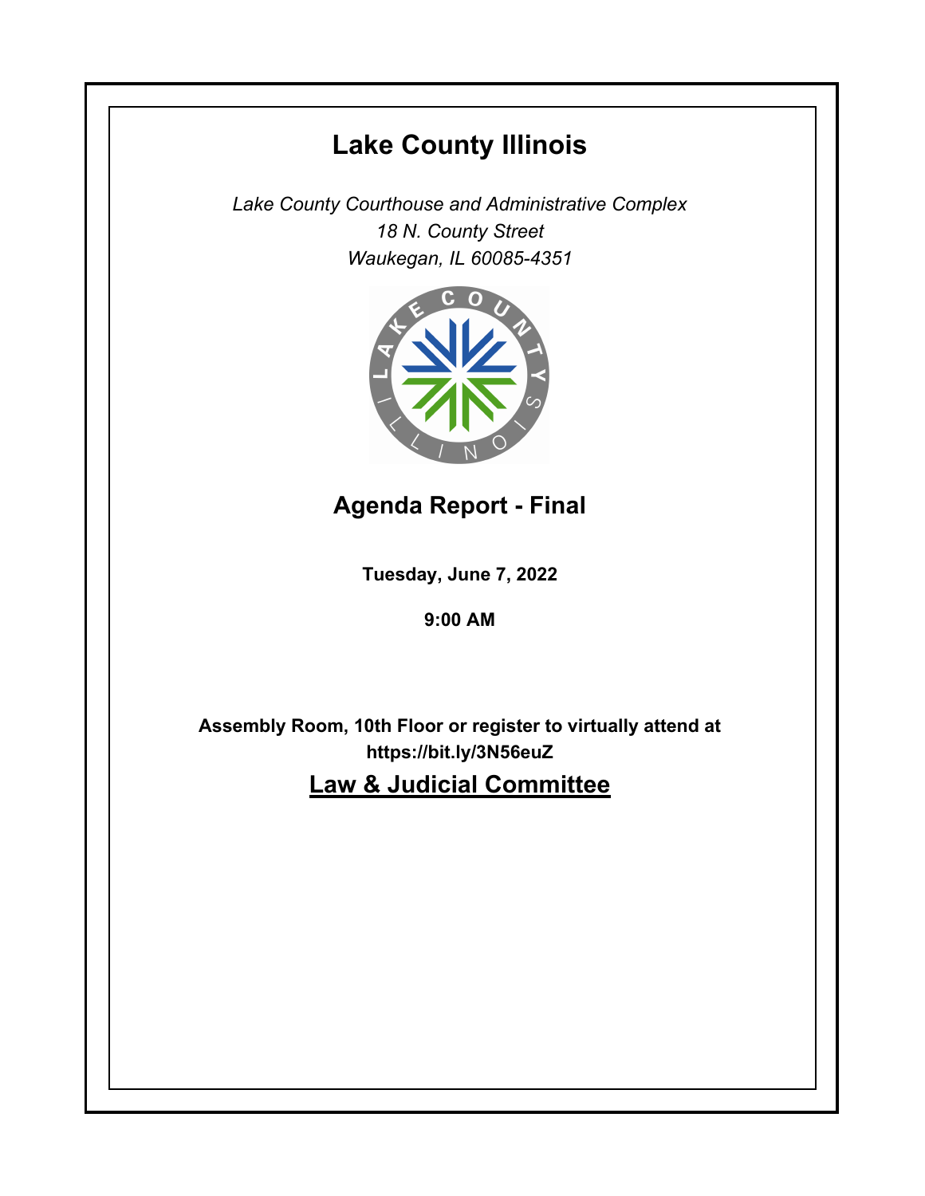# Lake County Illinois

*Lake County Courthouse and Administrative Complex*
*18 N. County Street*
*Waukegan, IL 60085-4351*

## Agenda Report - Final

**Tuesday, June 7, 2022**

**9:00 AM**

**Assembly Room, 10th Floor or register to virtually attend at https://bit.ly/3N56euZ**

## Law & Judicial Committee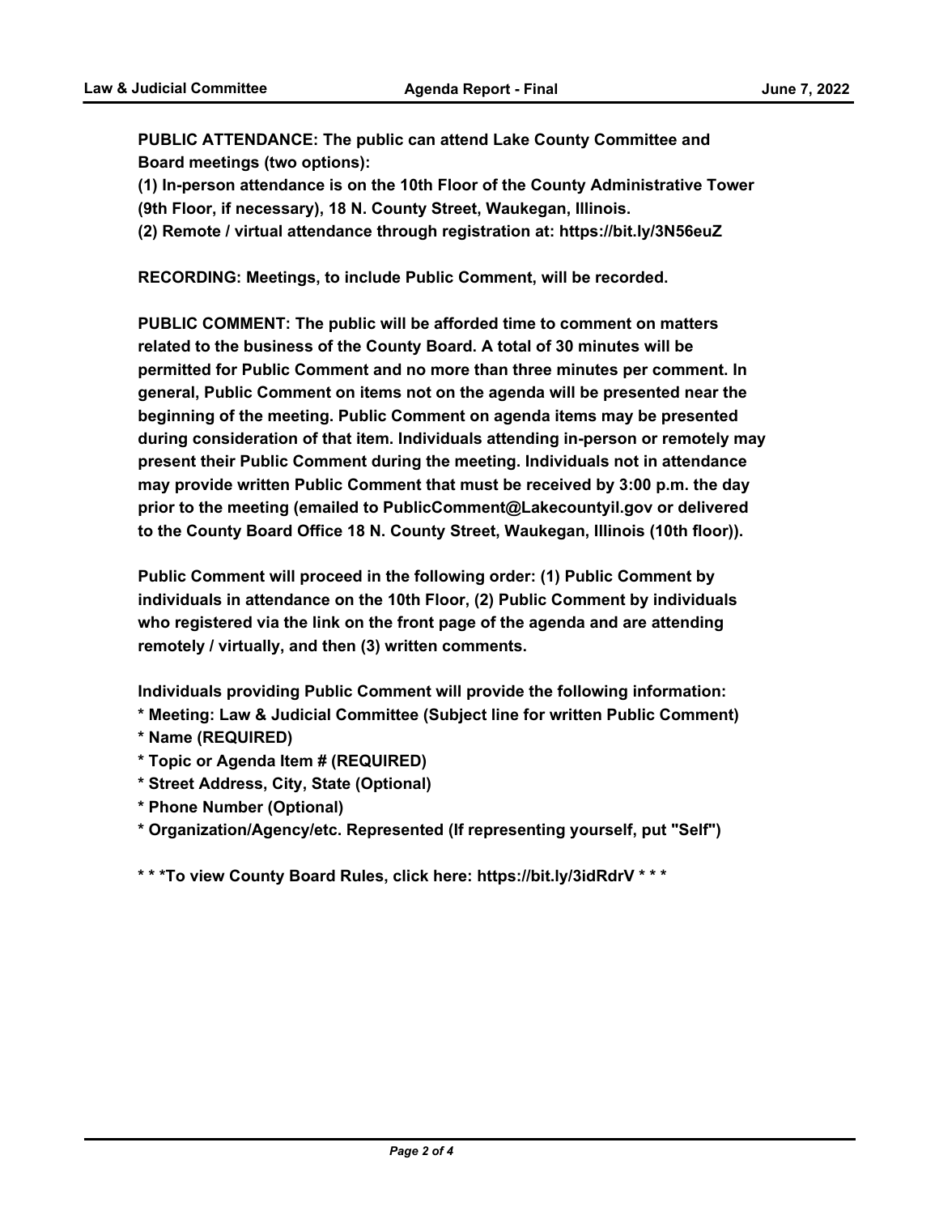**PUBLIC ATTENDANCE: The public can attend Lake County Committee and Board meetings (two options):**
**(1) In-person attendance is on the 10th Floor of the County Administrative Tower (9th Floor, if necessary), 18 N. County Street, Waukegan, Illinois.**
**(2) Remote / virtual attendance through registration at: https://bit.ly/3N56euZ**

**RECORDING: Meetings, to include Public Comment, will be recorded.**

**PUBLIC COMMENT: The public will be afforded time to comment on matters related to the business of the County Board. A total of 30 minutes will be permitted for Public Comment and no more than three minutes per comment. In general, Public Comment on items not on the agenda will be presented near the beginning of the meeting. Public Comment on agenda items may be presented during consideration of that item. Individuals attending in-person or remotely may present their Public Comment during the meeting. Individuals not in attendance may provide written Public Comment that must be received by 3:00 p.m. the day prior to the meeting (emailed to PublicComment@Lakecountyil.gov or delivered to the County Board Office 18 N. County Street, Waukegan, Illinois (10th floor)).**

**Public Comment will proceed in the following order: (1) Public Comment by individuals in attendance on the 10th Floor, (2) Public Comment by individuals who registered via the link on the front page of the agenda and are attending remotely / virtually, and then (3) written comments.**

**Individuals providing Public Comment will provide the following information:**
**\* Meeting: Law & Judicial Committee (Subject line for written Public Comment)**
**\* Name (REQUIRED)**
**\* Topic or Agenda Item # (REQUIRED)**
**\* Street Address, City, State (Optional)**
**\* Phone Number (Optional)**
**\* Organization/Agency/etc. Represented (If representing yourself, put "Self")**

**\* \* \*To view County Board Rules, click here: https://bit.ly/3idRdrV \* \* \***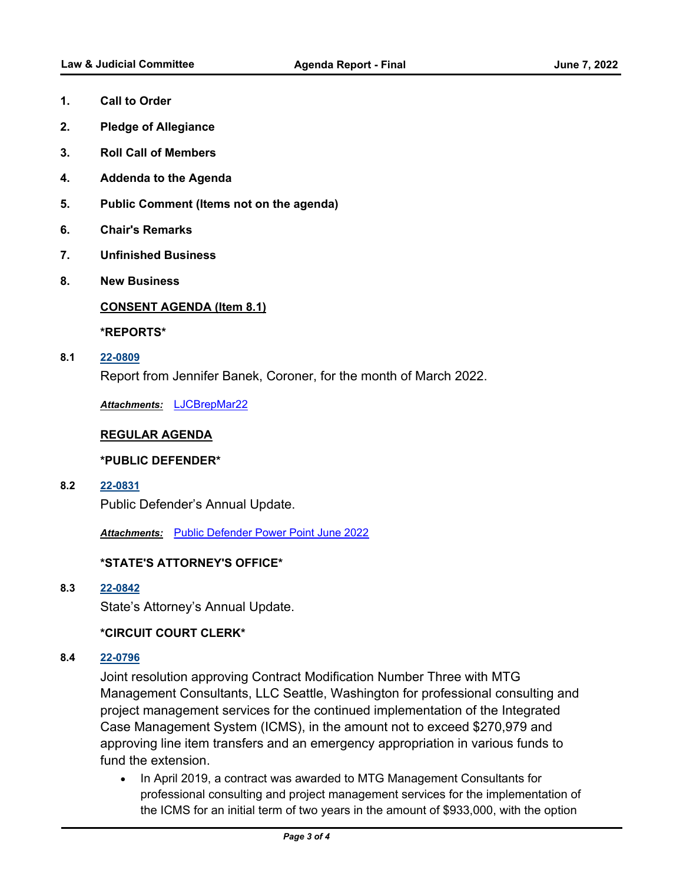**1. Call to Order**

**2. Pledge of Allegiance**

**3. Roll Call of Members**

**4. Addenda to the Agenda**

**5. Public Comment (Items not on the agenda)**

**6. Chair's Remarks**

**7. Unfinished Business**

**8. New Business**

**CONSENT AGENDA (Item 8.1)**

***REPORTS***

**8.1** **22-0809**

Report from Jennifer Banek, Coroner, for the month of March 2022.

***Attachments:*** LJCBrepMar22

**REGULAR AGENDA**

***PUBLIC DEFENDER***

**8.2** **22-0831**

Public Defender's Annual Update.

***Attachments:*** Public Defender Power Point June 2022

***STATE'S ATTORNEY'S OFFICE***

**8.3** **22-0842**

State's Attorney's Annual Update.

***CIRCUIT COURT CLERK***

**8.4** **22-0796**

Joint resolution approving Contract Modification Number Three with MTG Management Consultants, LLC Seattle, Washington for professional consulting and project management services for the continued implementation of the Integrated Case Management System (ICMS), in the amount not to exceed $270,979 and approving line item transfers and an emergency appropriation in various funds to fund the extension.

- In April 2019, a contract was awarded to MTG Management Consultants for professional consulting and project management services for the implementation of the ICMS for an initial term of two years in the amount of $933,000, with the option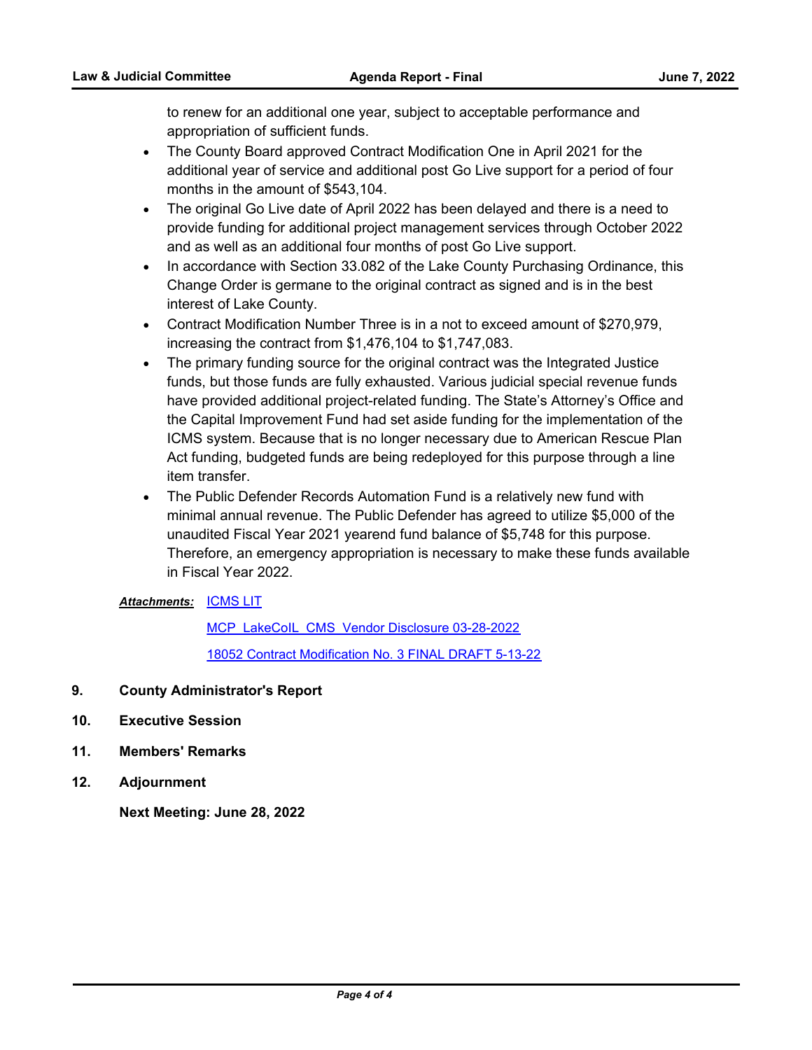to renew for an additional one year, subject to acceptable performance and appropriation of sufficient funds.

- The County Board approved Contract Modification One in April 2021 for the additional year of service and additional post Go Live support for a period of four months in the amount of $543,104.
- The original Go Live date of April 2022 has been delayed and there is a need to provide funding for additional project management services through October 2022 and as well as an additional four months of post Go Live support.
- In accordance with Section 33.082 of the Lake County Purchasing Ordinance, this Change Order is germane to the original contract as signed and is in the best interest of Lake County.
- Contract Modification Number Three is in a not to exceed amount of $270,979, increasing the contract from $1,476,104 to $1,747,083.
- The primary funding source for the original contract was the Integrated Justice funds, but those funds are fully exhausted. Various judicial special revenue funds have provided additional project-related funding. The State's Attorney's Office and the Capital Improvement Fund had set aside funding for the implementation of the ICMS system. Because that is no longer necessary due to American Rescue Plan Act funding, budgeted funds are being redeployed for this purpose through a line item transfer.
- The Public Defender Records Automation Fund is a relatively new fund with minimal annual revenue. The Public Defender has agreed to utilize $5,000 of the unaudited Fiscal Year 2021 yearend fund balance of $5,748 for this purpose. Therefore, an emergency appropriation is necessary to make these funds available in Fiscal Year 2022.

***Attachments:*** ICMS LIT

MCP_LakeCoIL_CMS_Vendor Disclosure 03-28-2022

18052 Contract Modification No. 3 FINAL DRAFT 5-13-22

## 9. County Administrator's Report

## 10. Executive Session

## 11. Members' Remarks

## 12. Adjournment

**Next Meeting: June 28, 2022**